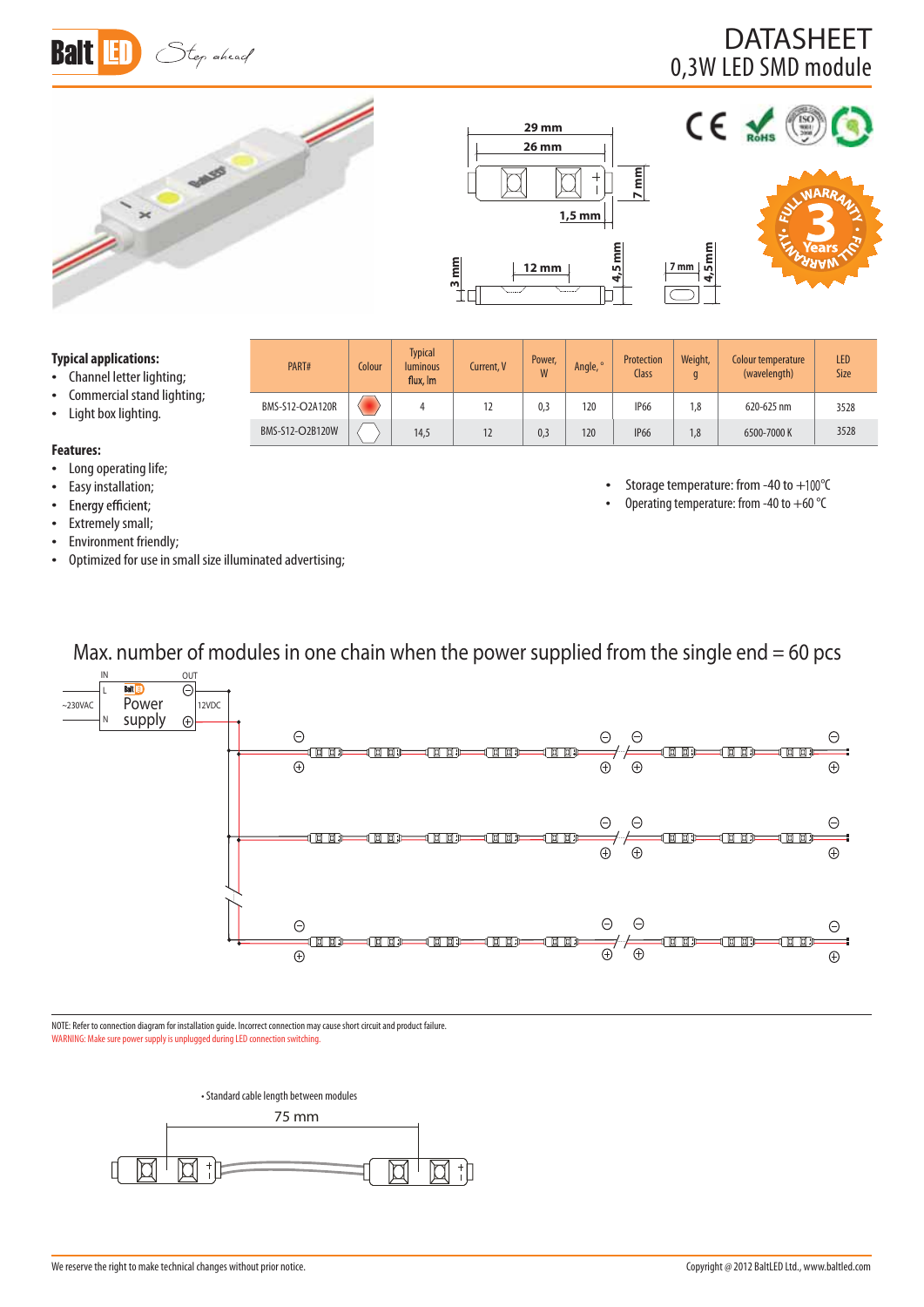# DATASHEET
## 0,3W LED SMD module

**Typical applications:**

- Channel letter lighting;
- Commercial stand lighting;
- Light box lighting.

| PART# | Colour | Typical luminous flux, lm | Current, V | Power, W | Angle, ° | Protection Class | Weight, g | Colour temperature (wavelength) | LED Size |
|---|---|---|---|---|---|---|---|---|---|
| BMS-S12-O2A120R | | 4 | 12 | 0,3 | 120 | IP66 | 1,8 | 620-625 nm | 3528 |
| BMS-S12-O2B120W | | 14,5 | 12 | 0,3 | 120 | IP66 | 1,8 | 6500-7000 K | 3528 |

**Features:**

- Long operating life;
- Easy installation;
- Energy efficient;
- Extremely small;
- Environment friendly;
- Optimized for use in small size illuminated advertising;

- Storage temperature: from -40 to +100°C
- Operating temperature: from -40 to +60 °C

Max. number of modules in one chain when the power supplied from the single end = 60 pcs

NOTE: Refer to connection diagram for installation guide. Incorrect connection may cause short circuit and product failure.
WARNING: Make sure power supply is unplugged during LED connection switching.

• Standard cable length between modules

75 mm

We reserve the right to make technical changes without prior notice.

Copyright @ 2012 BaltLED Ltd., www.baltled.com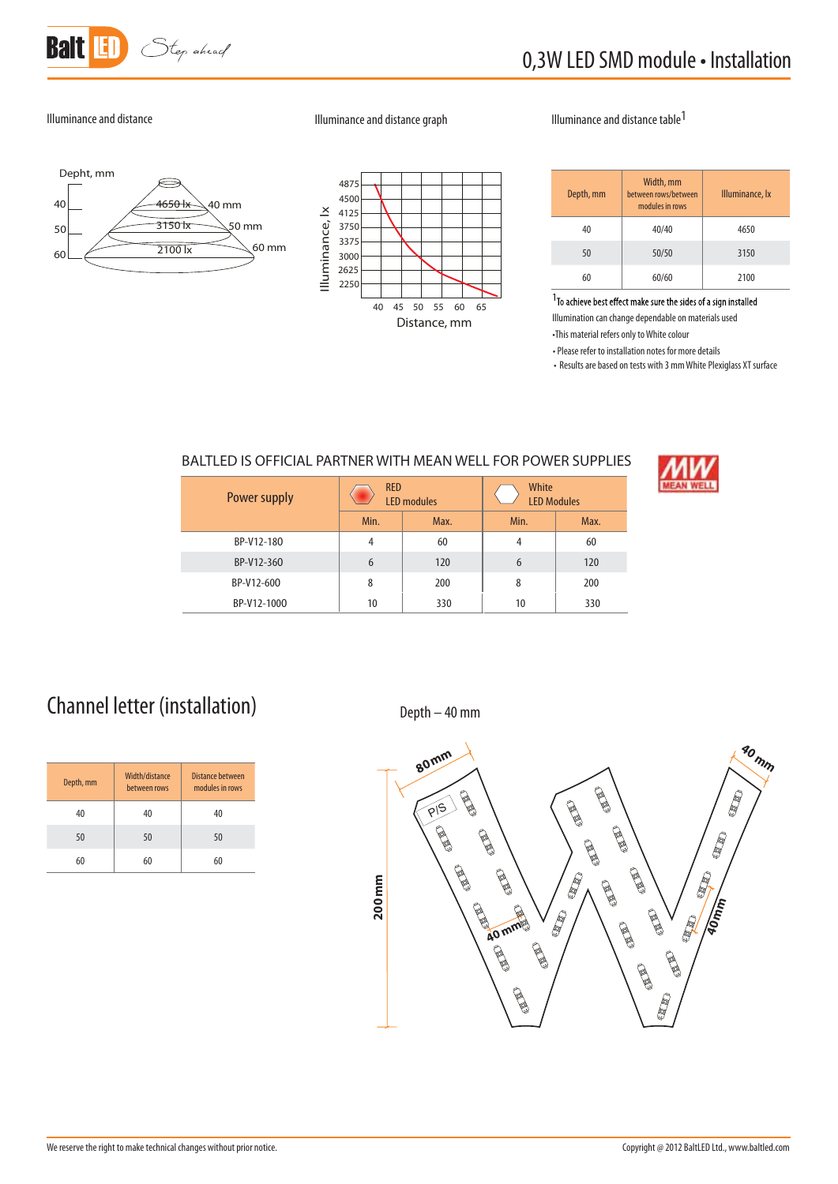# 0,3W LED SMD module • Installation

## Illuminance and distance

Depht, mm

40 — 4650 lx — 40 mm

50 — 3150 lx — 50 mm

60 — 2100 lx — 60 mm

## Illuminance and distance graph

Illuminance, lx

4875
4500
4125
3750
3375
3000
2625
2250

40 45 50 55 60 65

Distance, mm

## Illuminance and distance table[1]

| Depth, mm | Width, mm between rows/between modules in rows | Illuminance, lx |
|---|---|---|
| 40 | 40/40 | 4650 |
| 50 | 50/50 | 3150 |
| 60 | 60/60 | 2100 |

[1]To achieve best effect make sure the sides of a sign installed

Illumination can change dependable on materials used

- This material refers only to White colour
- Please refer to installation notes for more details
- Results are based on tests with 3 mm White Plexiglass XT surface

## BALTLED IS OFFICIAL PARTNER WITH MEAN WELL FOR POWER SUPPLIES

| Power supply | RED LED modules | | White LED Modules | |
|---|---|---|---|---|
| | Min. | Max. | Min. | Max. |
| BP-V12-180 | 4 | 60 | 4 | 60 |
| BP-V12-360 | 6 | 120 | 6 | 120 |
| BP-V12-600 | 8 | 200 | 8 | 200 |
| BP-V12-1000 | 10 | 330 | 10 | 330 |

## Channel letter (installation)

| Depth, mm | Width/distance between rows | Distance between modules in rows |
|---|---|---|
| 40 | 40 | 40 |
| 50 | 50 | 50 |
| 60 | 60 | 60 |

Depth – 40 mm

80 mm
40 mm
P/S
200 mm
40 mm
40mm

We reserve the right to make technical changes without prior notice.

Copyright @ 2012 BaltLED Ltd., www.baltled.com